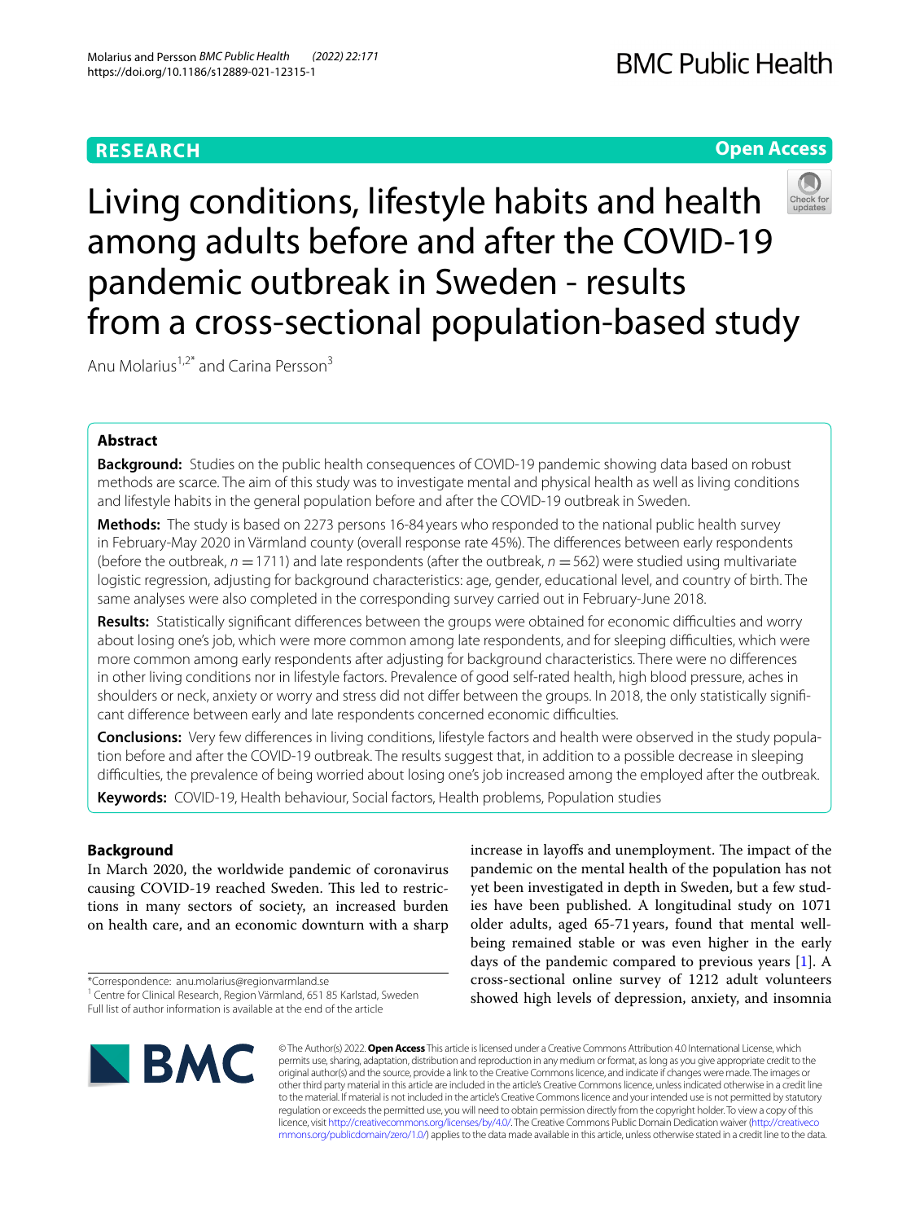RESEARCH

Open Access

# Living conditions, lifestyle habits and health among adults before and after the COVID-19 pandemic outbreak in Sweden - results from a cross-sectional population-based study

Anu Molarius[1,2*] and Carina Persson[3]

## Abstract

**Background:** Studies on the public health consequences of COVID-19 pandemic showing data based on robust methods are scarce. The aim of this study was to investigate mental and physical health as well as living conditions and lifestyle habits in the general population before and after the COVID-19 outbreak in Sweden.

**Methods:** The study is based on 2273 persons 16-84 years who responded to the national public health survey in February-May 2020 in Värmland county (overall response rate 45%). The differences between early respondents (before the outbreak, $n = 1711$) and late respondents (after the outbreak, $n = 562$) were studied using multivariate logistic regression, adjusting for background characteristics: age, gender, educational level, and country of birth. The same analyses were also completed in the corresponding survey carried out in February-June 2018.

**Results:** Statistically significant differences between the groups were obtained for economic difficulties and worry about losing one's job, which were more common among late respondents, and for sleeping difficulties, which were more common among early respondents after adjusting for background characteristics. There were no differences in other living conditions nor in lifestyle factors. Prevalence of good self-rated health, high blood pressure, aches in shoulders or neck, anxiety or worry and stress did not differ between the groups. In 2018, the only statistically significant difference between early and late respondents concerned economic difficulties.

**Conclusions:** Very few differences in living conditions, lifestyle factors and health were observed in the study population before and after the COVID-19 outbreak. The results suggest that, in addition to a possible decrease in sleeping difficulties, the prevalence of being worried about losing one's job increased among the employed after the outbreak.

**Keywords:** COVID-19, Health behaviour, Social factors, Health problems, Population studies

## Background

In March 2020, the worldwide pandemic of coronavirus causing COVID-19 reached Sweden. This led to restrictions in many sectors of society, an increased burden on health care, and an economic downturn with a sharp increase in layoffs and unemployment. The impact of the pandemic on the mental health of the population has not yet been investigated in depth in Sweden, but a few studies have been published. A longitudinal study on 1071 older adults, aged 65-71 years, found that mental well-being remained stable or was even higher in the early days of the pandemic compared to previous years [1]. A cross-sectional online survey of 1212 adult volunteers showed high levels of depression, anxiety, and insomnia

*Correspondence: anu.molarius@regionvarmland.se
[1] Centre for Clinical Research, Region Värmland, 651 85 Karlstad, Sweden
Full list of author information is available at the end of the article

© The Author(s) 2022. **Open Access** This article is licensed under a Creative Commons Attribution 4.0 International License, which permits use, sharing, adaptation, distribution and reproduction in any medium or format, as long as you give appropriate credit to the original author(s) and the source, provide a link to the Creative Commons licence, and indicate if changes were made. The images or other third party material in this article are included in the article's Creative Commons licence, unless indicated otherwise in a credit line to the material. If material is not included in the article's Creative Commons licence and your intended use is not permitted by statutory regulation or exceeds the permitted use, you will need to obtain permission directly from the copyright holder. To view a copy of this licence, visit http://creativecommons.org/licenses/by/4.0/. The Creative Commons Public Domain Dedication waiver (http://creativecommons.org/publicdomain/zero/1.0/) applies to the data made available in this article, unless otherwise stated in a credit line to the data.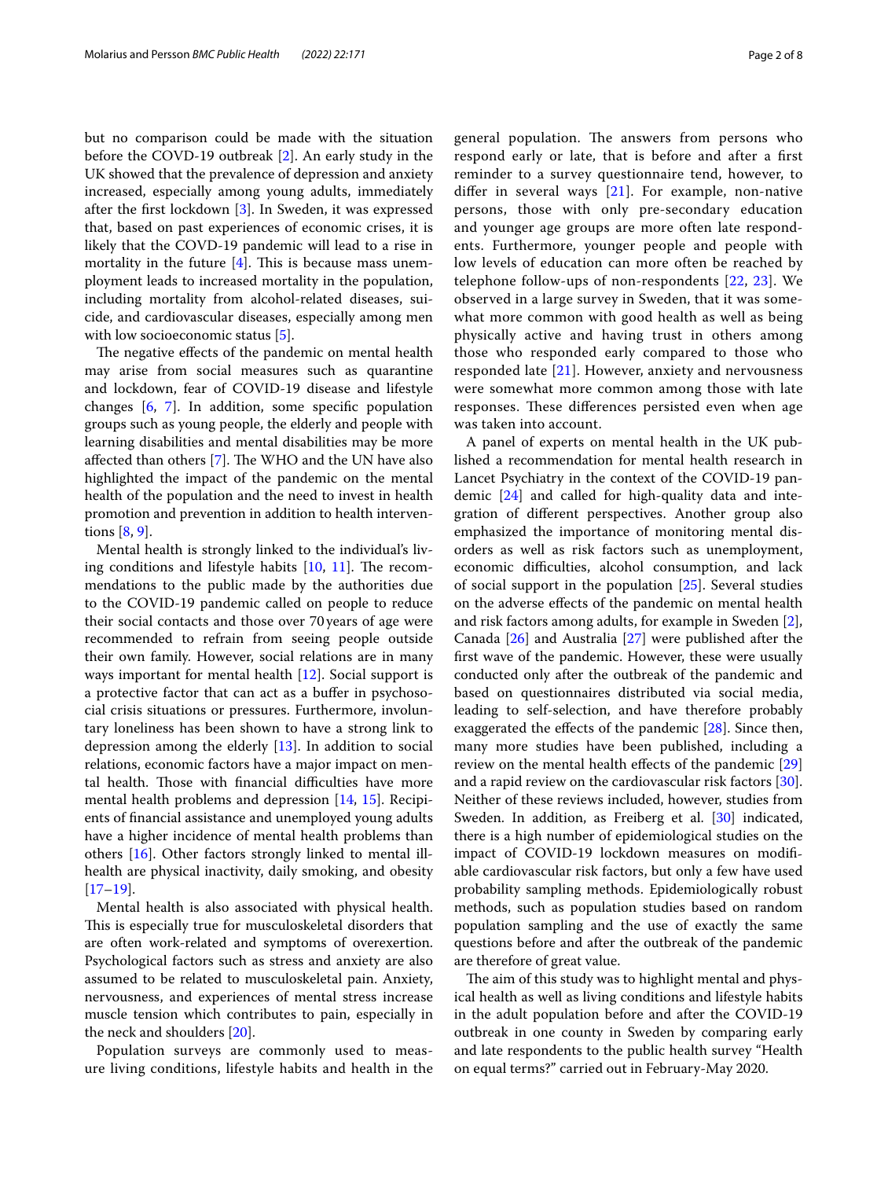but no comparison could be made with the situation before the COVID-19 outbreak [2]. An early study in the UK showed that the prevalence of depression and anxiety increased, especially among young adults, immediately after the first lockdown [3]. In Sweden, it was expressed that, based on past experiences of economic crises, it is likely that the COVID-19 pandemic will lead to a rise in mortality in the future [4]. This is because mass unemployment leads to increased mortality in the population, including mortality from alcohol-related diseases, suicide, and cardiovascular diseases, especially among men with low socioeconomic status [5].

The negative effects of the pandemic on mental health may arise from social measures such as quarantine and lockdown, fear of COVID-19 disease and lifestyle changes [6, 7]. In addition, some specific population groups such as young people, the elderly and people with learning disabilities and mental disabilities may be more affected than others [7]. The WHO and the UN have also highlighted the impact of the pandemic on the mental health of the population and the need to invest in health promotion and prevention in addition to health interventions [8, 9].

Mental health is strongly linked to the individual's living conditions and lifestyle habits [10, 11]. The recommendations to the public made by the authorities due to the COVID-19 pandemic called on people to reduce their social contacts and those over 70 years of age were recommended to refrain from seeing people outside their own family. However, social relations are in many ways important for mental health [12]. Social support is a protective factor that can act as a buffer in psychosocial crisis situations or pressures. Furthermore, involuntary loneliness has been shown to have a strong link to depression among the elderly [13]. In addition to social relations, economic factors have a major impact on mental health. Those with financial difficulties have more mental health problems and depression [14, 15]. Recipients of financial assistance and unemployed young adults have a higher incidence of mental health problems than others [16]. Other factors strongly linked to mental ill-health are physical inactivity, daily smoking, and obesity [17–19].

Mental health is also associated with physical health. This is especially true for musculoskeletal disorders that are often work-related and symptoms of overexertion. Psychological factors such as stress and anxiety are also assumed to be related to musculoskeletal pain. Anxiety, nervousness, and experiences of mental stress increase muscle tension which contributes to pain, especially in the neck and shoulders [20].

Population surveys are commonly used to measure living conditions, lifestyle habits and health in the general population. The answers from persons who respond early or late, that is before and after a first reminder to a survey questionnaire tend, however, to differ in several ways [21]. For example, non-native persons, those with only pre-secondary education and younger age groups are more often late respondents. Furthermore, younger people and people with low levels of education can more often be reached by telephone follow-ups of non-respondents [22, 23]. We observed in a large survey in Sweden, that it was somewhat more common with good health as well as being physically active and having trust in others among those who responded early compared to those who responded late [21]. However, anxiety and nervousness were somewhat more common among those with late responses. These differences persisted even when age was taken into account.

A panel of experts on mental health in the UK published a recommendation for mental health research in Lancet Psychiatry in the context of the COVID-19 pandemic [24] and called for high-quality data and integration of different perspectives. Another group also emphasized the importance of monitoring mental disorders as well as risk factors such as unemployment, economic difficulties, alcohol consumption, and lack of social support in the population [25]. Several studies on the adverse effects of the pandemic on mental health and risk factors among adults, for example in Sweden [2], Canada [26] and Australia [27] were published after the first wave of the pandemic. However, these were usually conducted only after the outbreak of the pandemic and based on questionnaires distributed via social media, leading to self-selection, and have therefore probably exaggerated the effects of the pandemic [28]. Since then, many more studies have been published, including a review on the mental health effects of the pandemic [29] and a rapid review on the cardiovascular risk factors [30]. Neither of these reviews included, however, studies from Sweden. In addition, as Freiberg et al. [30] indicated, there is a high number of epidemiological studies on the impact of COVID-19 lockdown measures on modifiable cardiovascular risk factors, but only a few have used probability sampling methods. Epidemiologically robust methods, such as population studies based on random population sampling and the use of exactly the same questions before and after the outbreak of the pandemic are therefore of great value.

The aim of this study was to highlight mental and physical health as well as living conditions and lifestyle habits in the adult population before and after the COVID-19 outbreak in one county in Sweden by comparing early and late respondents to the public health survey "Health on equal terms?" carried out in February-May 2020.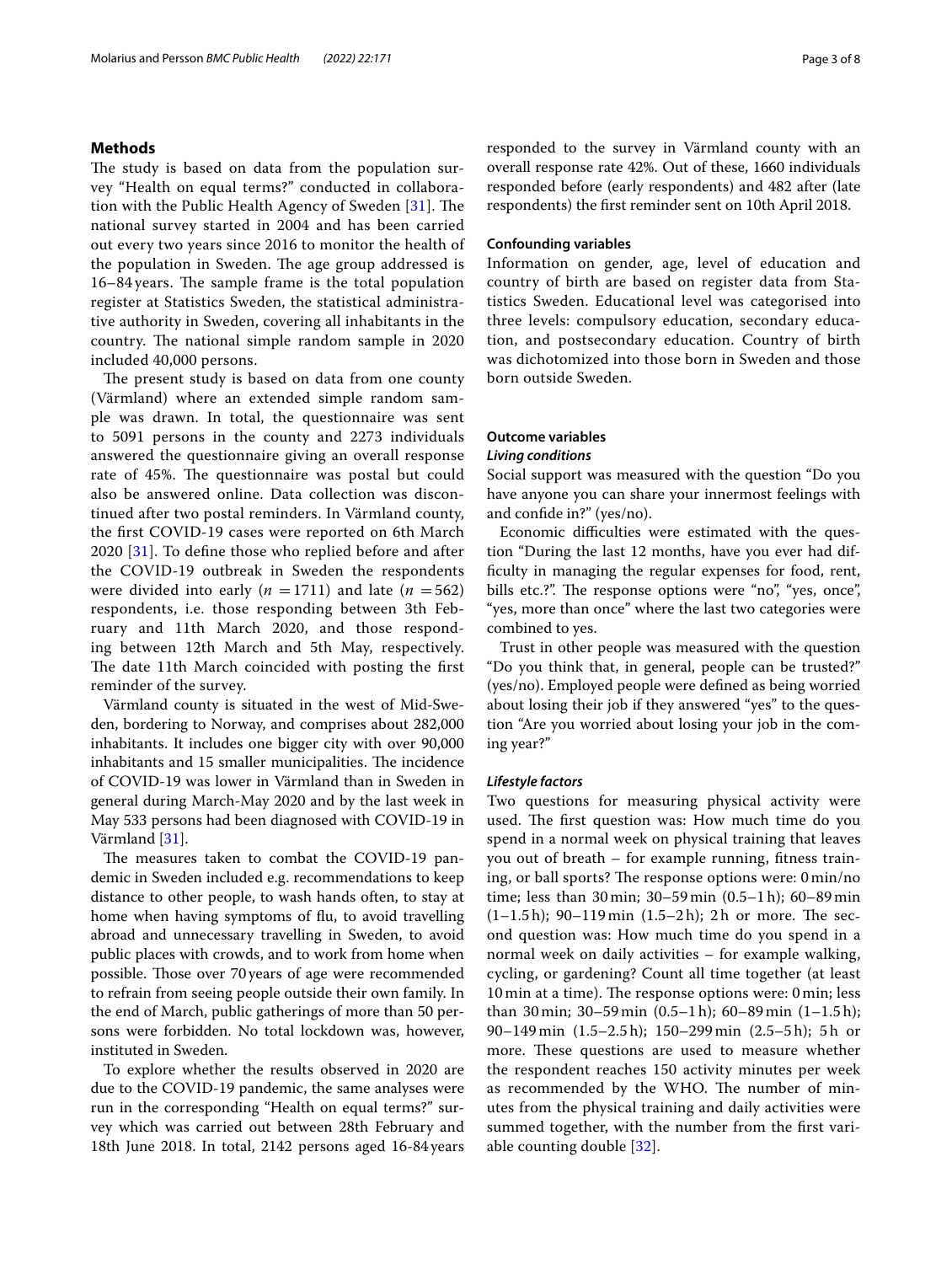## Methods

The study is based on data from the population survey "Health on equal terms?" conducted in collaboration with the Public Health Agency of Sweden [31]. The national survey started in 2004 and has been carried out every two years since 2016 to monitor the health of the population in Sweden. The age group addressed is 16–84 years. The sample frame is the total population register at Statistics Sweden, the statistical administrative authority in Sweden, covering all inhabitants in the country. The national simple random sample in 2020 included 40,000 persons.

The present study is based on data from one county (Värmland) where an extended simple random sample was drawn. In total, the questionnaire was sent to 5091 persons in the county and 2273 individuals answered the questionnaire giving an overall response rate of 45%. The questionnaire was postal but could also be answered online. Data collection was discontinued after two postal reminders. In Värmland county, the first COVID-19 cases were reported on 6th March 2020 [31]. To define those who replied before and after the COVID-19 outbreak in Sweden the respondents were divided into early ($n = 1711$) and late ($n = 562$) respondents, i.e. those responding between 3th February and 11th March 2020, and those responding between 12th March and 5th May, respectively. The date 11th March coincided with posting the first reminder of the survey.

Värmland county is situated in the west of Mid-Sweden, bordering to Norway, and comprises about 282,000 inhabitants. It includes one bigger city with over 90,000 inhabitants and 15 smaller municipalities. The incidence of COVID-19 was lower in Värmland than in Sweden in general during March-May 2020 and by the last week in May 533 persons had been diagnosed with COVID-19 in Värmland [31].

The measures taken to combat the COVID-19 pandemic in Sweden included e.g. recommendations to keep distance to other people, to wash hands often, to stay at home when having symptoms of flu, to avoid travelling abroad and unnecessary travelling in Sweden, to avoid public places with crowds, and to work from home when possible. Those over 70 years of age were recommended to refrain from seeing people outside their own family. In the end of March, public gatherings of more than 50 persons were forbidden. No total lockdown was, however, instituted in Sweden.

To explore whether the results observed in 2020 are due to the COVID-19 pandemic, the same analyses were run in the corresponding "Health on equal terms?" survey which was carried out between 28th February and 18th June 2018. In total, 2142 persons aged 16-84 years responded to the survey in Värmland county with an overall response rate 42%. Out of these, 1660 individuals responded before (early respondents) and 482 after (late respondents) the first reminder sent on 10th April 2018.

### Confounding variables

Information on gender, age, level of education and country of birth are based on register data from Statistics Sweden. Educational level was categorised into three levels: compulsory education, secondary education, and postsecondary education. Country of birth was dichotomized into those born in Sweden and those born outside Sweden.

### Outcome variables

#### *Living conditions*

Social support was measured with the question "Do you have anyone you can share your innermost feelings with and confide in?" (yes/no).

Economic difficulties were estimated with the question "During the last 12 months, have you ever had difficulty in managing the regular expenses for food, rent, bills etc.?". The response options were "no", "yes, once", "yes, more than once" where the last two categories were combined to yes.

Trust in other people was measured with the question "Do you think that, in general, people can be trusted?" (yes/no). Employed people were defined as being worried about losing their job if they answered "yes" to the question "Are you worried about losing your job in the coming year?"

#### *Lifestyle factors*

Two questions for measuring physical activity were used. The first question was: How much time do you spend in a normal week on physical training that leaves you out of breath – for example running, fitness training, or ball sports? The response options were: 0 min/no time; less than 30 min; 30–59 min (0.5–1 h); 60–89 min (1–1.5 h); 90–119 min (1.5–2 h); 2 h or more. The second question was: How much time do you spend in a normal week on daily activities – for example walking, cycling, or gardening? Count all time together (at least 10 min at a time). The response options were: 0 min; less than 30 min; 30–59 min (0.5–1 h); 60–89 min (1–1.5 h); 90–149 min (1.5–2.5 h); 150–299 min (2.5–5 h); 5 h or more. These questions are used to measure whether the respondent reaches 150 activity minutes per week as recommended by the WHO. The number of minutes from the physical training and daily activities were summed together, with the number from the first variable counting double [32].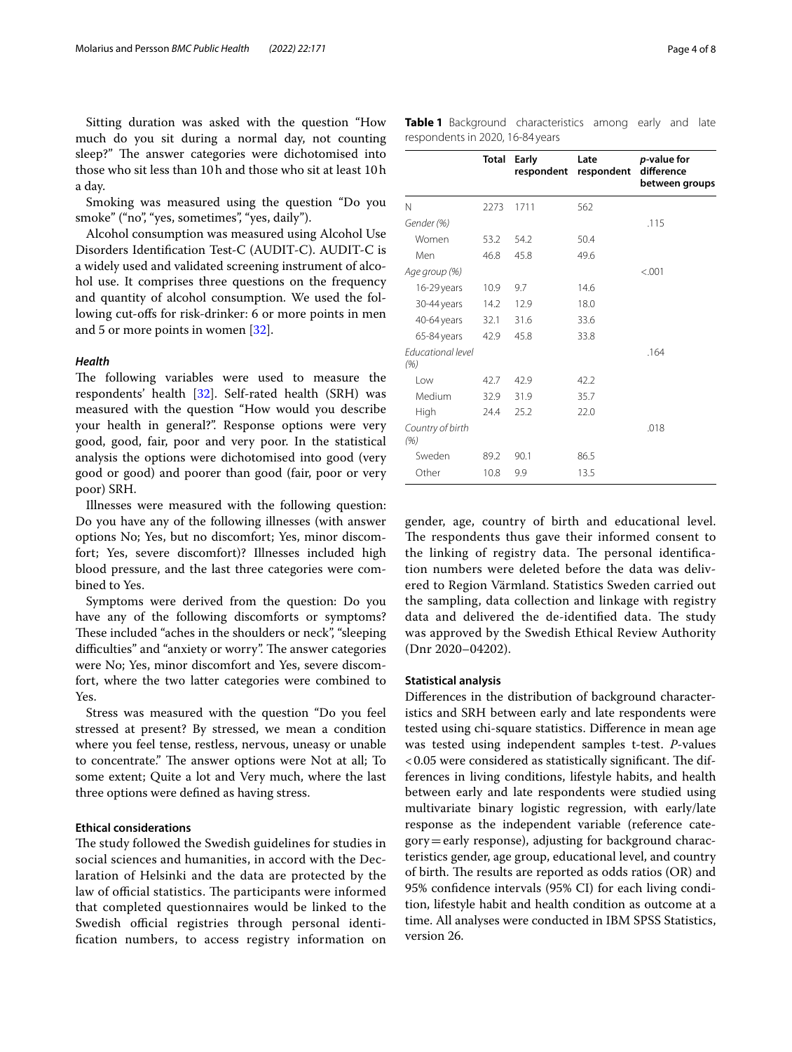Sitting duration was asked with the question "How much do you sit during a normal day, not counting sleep?" The answer categories were dichotomised into those who sit less than 10 h and those who sit at least 10 h a day.

Smoking was measured using the question "Do you smoke" ("no", "yes, sometimes", "yes, daily").

Alcohol consumption was measured using Alcohol Use Disorders Identification Test-C (AUDIT-C). AUDIT-C is a widely used and validated screening instrument of alcohol use. It comprises three questions on the frequency and quantity of alcohol consumption. We used the following cut-offs for risk-drinker: 6 or more points in men and 5 or more points in women [32].

### *Health*

The following variables were used to measure the respondents' health [32]. Self-rated health (SRH) was measured with the question "How would you describe your health in general?". Response options were very good, good, fair, poor and very poor. In the statistical analysis the options were dichotomised into good (very good or good) and poorer than good (fair, poor or very poor) SRH.

Illnesses were measured with the following question: Do you have any of the following illnesses (with answer options No; Yes, but no discomfort; Yes, minor discomfort; Yes, severe discomfort)? Illnesses included high blood pressure, and the last three categories were combined to Yes.

Symptoms were derived from the question: Do you have any of the following discomforts or symptoms? These included "aches in the shoulders or neck", "sleeping difficulties" and "anxiety or worry". The answer categories were No; Yes, minor discomfort and Yes, severe discomfort, where the two latter categories were combined to Yes.

Stress was measured with the question "Do you feel stressed at present? By stressed, we mean a condition where you feel tense, restless, nervous, uneasy or unable to concentrate." The answer options were Not at all; To some extent; Quite a lot and Very much, where the last three options were defined as having stress.

## Ethical considerations

The study followed the Swedish guidelines for studies in social sciences and humanities, in accord with the Declaration of Helsinki and the data are protected by the law of official statistics. The participants were informed that completed questionnaires would be linked to the Swedish official registries through personal identification numbers, to access registry information on gender, age, country of birth and educational level. The respondents thus gave their informed consent to the linking of registry data. The personal identification numbers were deleted before the data was delivered to Region Värmland. Statistics Sweden carried out the sampling, data collection and linkage with registry data and delivered the de-identified data. The study was approved by the Swedish Ethical Review Authority (Dnr 2020–04202).

**Table 1** Background characteristics among early and late respondents in 2020, 16-84 years

| | Total | Early respondent | Late respondent | *p*-value for difference between groups |
|---|---|---|---|---|
| N | 2273 | 1711 | 562 | |
| *Gender (%)* | | | | .115 |
| Women | 53.2 | 54.2 | 50.4 | |
| Men | 46.8 | 45.8 | 49.6 | |
| *Age group (%)* | | | | <.001 |
| 16-29 years | 10.9 | 9.7 | 14.6 | |
| 30-44 years | 14.2 | 12.9 | 18.0 | |
| 40-64 years | 32.1 | 31.6 | 33.6 | |
| 65-84 years | 42.9 | 45.8 | 33.8 | |
| *Educational level (%)* | | | | .164 |
| Low | 42.7 | 42.9 | 42.2 | |
| Medium | 32.9 | 31.9 | 35.7 | |
| High | 24.4 | 25.2 | 22.0 | |
| *Country of birth (%)* | | | | .018 |
| Sweden | 89.2 | 90.1 | 86.5 | |
| Other | 10.8 | 9.9 | 13.5 | |

## Statistical analysis

Differences in the distribution of background characteristics and SRH between early and late respondents were tested using chi-square statistics. Difference in mean age was tested using independent samples t-test. *P*-values <0.05 were considered as statistically significant. The differences in living conditions, lifestyle habits, and health between early and late respondents were studied using multivariate binary logistic regression, with early/late response as the independent variable (reference category = early response), adjusting for background characteristics gender, age group, educational level, and country of birth. The results are reported as odds ratios (OR) and 95% confidence intervals (95% CI) for each living condition, lifestyle habit and health condition as outcome at a time. All analyses were conducted in IBM SPSS Statistics, version 26.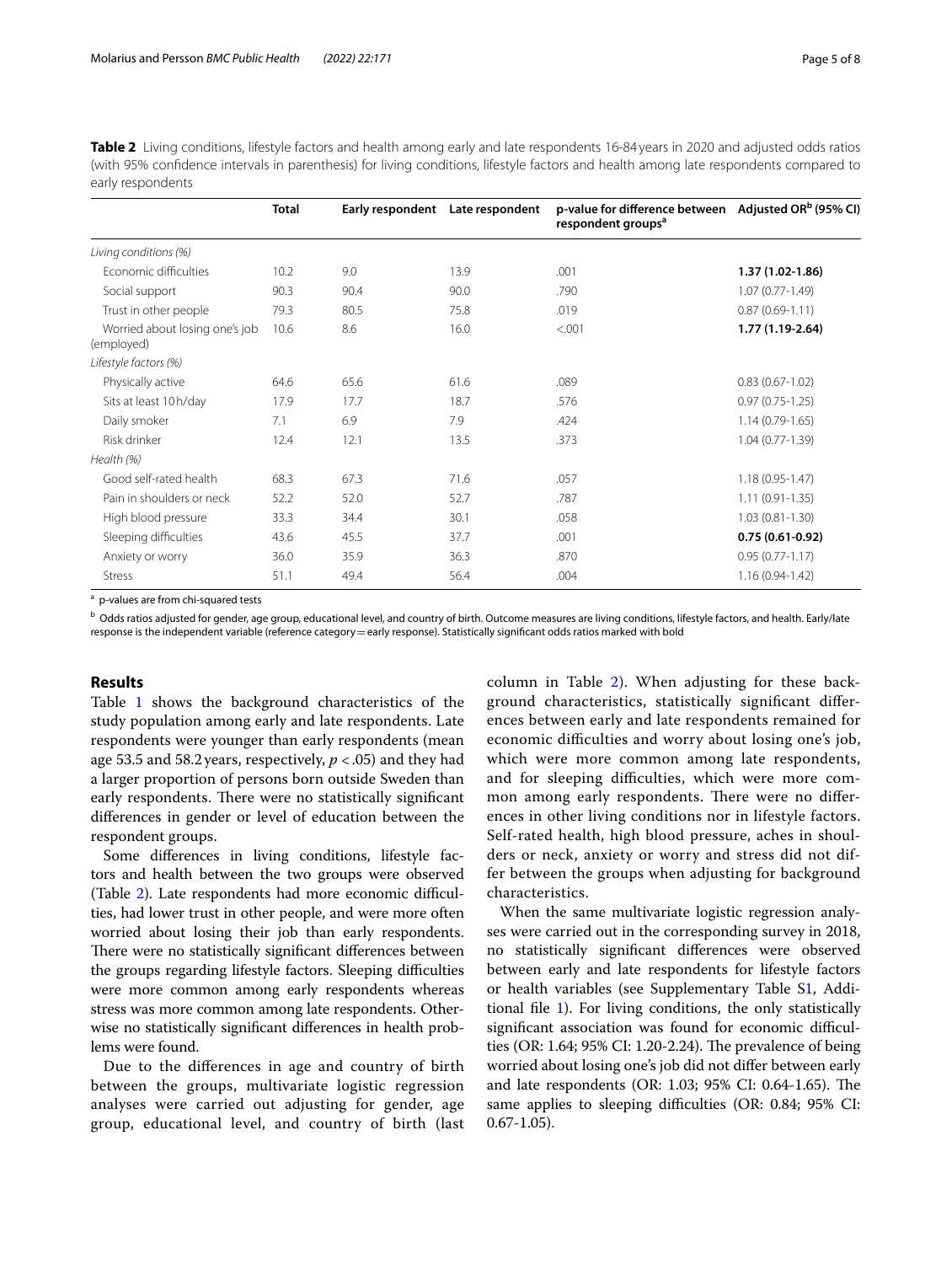**Table 2** Living conditions, lifestyle factors and health among early and late respondents 16-84 years in 2020 and adjusted odds ratios (with 95% confidence intervals in parenthesis) for living conditions, lifestyle factors and health among late respondents compared to early respondents

| | Total | Early respondent | Late respondent | p-value for difference between respondent groups[a] | Adjusted OR[b] (95% CI) |
|---|---|---|---|---|---|
| *Living conditions (%)* | | | | | |
| Economic difficulties | 10.2 | 9.0 | 13.9 | .001 | **1.37 (1.02-1.86)** |
| Social support | 90.3 | 90.4 | 90.0 | .790 | 1.07 (0.77-1.49) |
| Trust in other people | 79.3 | 80.5 | 75.8 | .019 | 0.87 (0.69-1.11) |
| Worried about losing one's job (employed) | 10.6 | 8.6 | 16.0 | <.001 | **1.77 (1.19-2.64)** |
| *Lifestyle factors (%)* | | | | | |
| Physically active | 64.6 | 65.6 | 61.6 | .089 | 0.83 (0.67-1.02) |
| Sits at least 10 h/day | 17.9 | 17.7 | 18.7 | .576 | 0.97 (0.75-1.25) |
| Daily smoker | 7.1 | 6.9 | 7.9 | .424 | 1.14 (0.79-1.65) |
| Risk drinker | 12.4 | 12.1 | 13.5 | .373 | 1.04 (0.77-1.39) |
| *Health (%)* | | | | | |
| Good self-rated health | 68.3 | 67.3 | 71.6 | .057 | 1.18 (0.95-1.47) |
| Pain in shoulders or neck | 52.2 | 52.0 | 52.7 | .787 | 1.11 (0.91-1.35) |
| High blood pressure | 33.3 | 34.4 | 30.1 | .058 | 1.03 (0.81-1.30) |
| Sleeping difficulties | 43.6 | 45.5 | 37.7 | .001 | **0.75 (0.61-0.92)** |
| Anxiety or worry | 36.0 | 35.9 | 36.3 | .870 | 0.95 (0.77-1.17) |
| Stress | 51.1 | 49.4 | 56.4 | .004 | 1.16 (0.94-1.42) |

[a] p-values are from chi-squared tests

[b] Odds ratios adjusted for gender, age group, educational level, and country of birth. Outcome measures are living conditions, lifestyle factors, and health. Early/late response is the independent variable (reference category = early response). Statistically significant odds ratios marked with bold

## Results

Table 1 shows the background characteristics of the study population among early and late respondents. Late respondents were younger than early respondents (mean age 53.5 and 58.2 years, respectively, $p < .05$) and they had a larger proportion of persons born outside Sweden than early respondents. There were no statistically significant differences in gender or level of education between the respondent groups.

Some differences in living conditions, lifestyle factors and health between the two groups were observed (Table 2). Late respondents had more economic difficulties, had lower trust in other people, and were more often worried about losing their job than early respondents. There were no statistically significant differences between the groups regarding lifestyle factors. Sleeping difficulties were more common among early respondents whereas stress was more common among late respondents. Otherwise no statistically significant differences in health problems were found.

Due to the differences in age and country of birth between the groups, multivariate logistic regression analyses were carried out adjusting for gender, age group, educational level, and country of birth (last column in Table 2). When adjusting for these background characteristics, statistically significant differences between early and late respondents remained for economic difficulties and worry about losing one's job, which were more common among late respondents, and for sleeping difficulties, which were more common among early respondents. There were no differences in other living conditions nor in lifestyle factors. Self-rated health, high blood pressure, aches in shoulders or neck, anxiety or worry and stress did not differ between the groups when adjusting for background characteristics.

When the same multivariate logistic regression analyses were carried out in the corresponding survey in 2018, no statistically significant differences were observed between early and late respondents for lifestyle factors or health variables (see Supplementary Table S1, Additional file 1). For living conditions, the only statistically significant association was found for economic difficulties (OR: 1.64; 95% CI: 1.20-2.24). The prevalence of being worried about losing one's job did not differ between early and late respondents (OR: 1.03; 95% CI: 0.64-1.65). The same applies to sleeping difficulties (OR: 0.84; 95% CI: 0.67-1.05).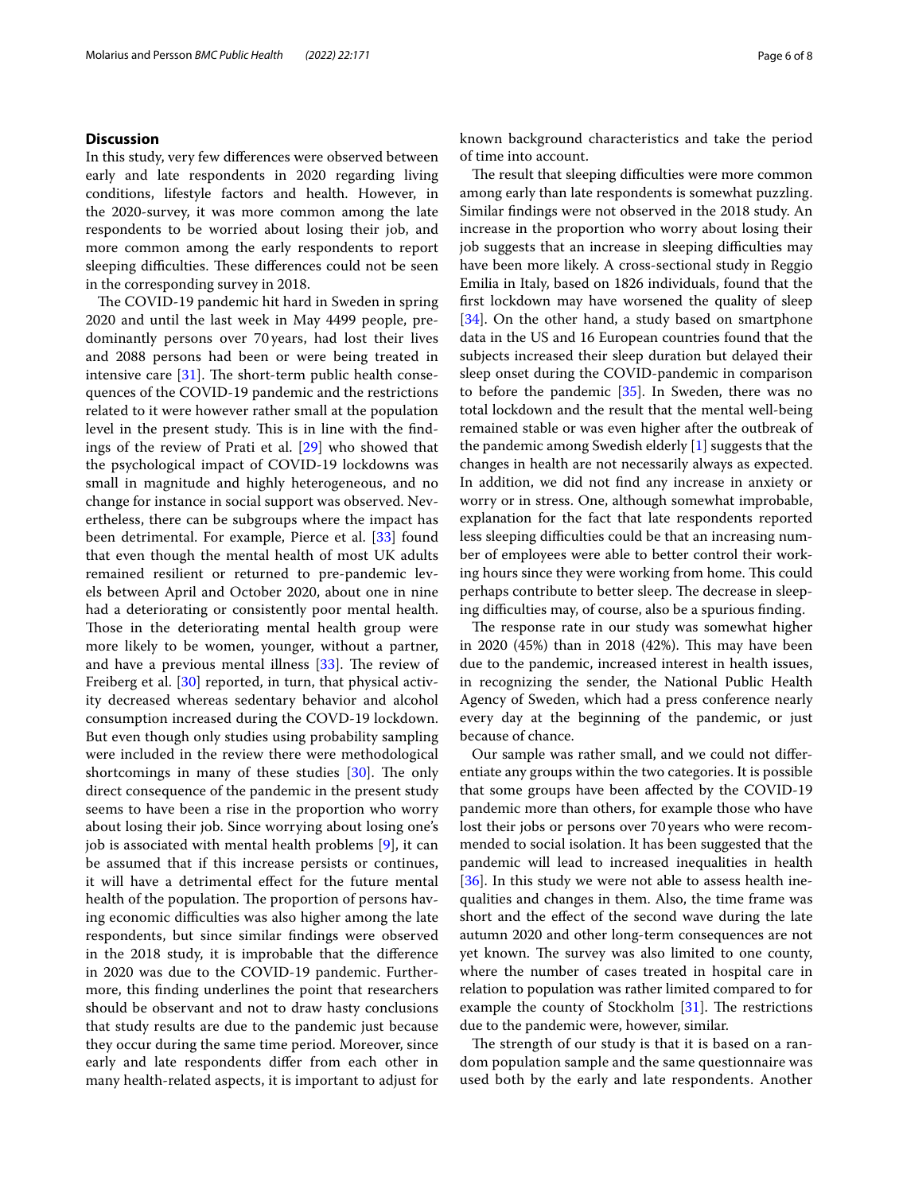## Discussion

In this study, very few differences were observed between early and late respondents in 2020 regarding living conditions, lifestyle factors and health. However, in the 2020-survey, it was more common among the late respondents to be worried about losing their job, and more common among the early respondents to report sleeping difficulties. These differences could not be seen in the corresponding survey in 2018.

The COVID-19 pandemic hit hard in Sweden in spring 2020 and until the last week in May 4499 people, predominantly persons over 70 years, had lost their lives and 2088 persons had been or were being treated in intensive care [31]. The short-term public health consequences of the COVID-19 pandemic and the restrictions related to it were however rather small at the population level in the present study. This is in line with the findings of the review of Prati et al. [29] who showed that the psychological impact of COVID-19 lockdowns was small in magnitude and highly heterogeneous, and no change for instance in social support was observed. Nevertheless, there can be subgroups where the impact has been detrimental. For example, Pierce et al. [33] found that even though the mental health of most UK adults remained resilient or returned to pre-pandemic levels between April and October 2020, about one in nine had a deteriorating or consistently poor mental health. Those in the deteriorating mental health group were more likely to be women, younger, without a partner, and have a previous mental illness [33]. The review of Freiberg et al. [30] reported, in turn, that physical activity decreased whereas sedentary behavior and alcohol consumption increased during the COVD-19 lockdown. But even though only studies using probability sampling were included in the review there were methodological shortcomings in many of these studies [30]. The only direct consequence of the pandemic in the present study seems to have been a rise in the proportion who worry about losing their job. Since worrying about losing one's job is associated with mental health problems [9], it can be assumed that if this increase persists or continues, it will have a detrimental effect for the future mental health of the population. The proportion of persons having economic difficulties was also higher among the late respondents, but since similar findings were observed in the 2018 study, it is improbable that the difference in 2020 was due to the COVID-19 pandemic. Furthermore, this finding underlines the point that researchers should be observant and not to draw hasty conclusions that study results are due to the pandemic just because they occur during the same time period. Moreover, since early and late respondents differ from each other in many health-related aspects, it is important to adjust for known background characteristics and take the period of time into account.

The result that sleeping difficulties were more common among early than late respondents is somewhat puzzling. Similar findings were not observed in the 2018 study. An increase in the proportion who worry about losing their job suggests that an increase in sleeping difficulties may have been more likely. A cross-sectional study in Reggio Emilia in Italy, based on 1826 individuals, found that the first lockdown may have worsened the quality of sleep [34]. On the other hand, a study based on smartphone data in the US and 16 European countries found that the subjects increased their sleep duration but delayed their sleep onset during the COVID-pandemic in comparison to before the pandemic [35]. In Sweden, there was no total lockdown and the result that the mental well-being remained stable or was even higher after the outbreak of the pandemic among Swedish elderly [1] suggests that the changes in health are not necessarily always as expected. In addition, we did not find any increase in anxiety or worry or in stress. One, although somewhat improbable, explanation for the fact that late respondents reported less sleeping difficulties could be that an increasing number of employees were able to better control their working hours since they were working from home. This could perhaps contribute to better sleep. The decrease in sleeping difficulties may, of course, also be a spurious finding.

The response rate in our study was somewhat higher in 2020 (45%) than in 2018 (42%). This may have been due to the pandemic, increased interest in health issues, in recognizing the sender, the National Public Health Agency of Sweden, which had a press conference nearly every day at the beginning of the pandemic, or just because of chance.

Our sample was rather small, and we could not differentiate any groups within the two categories. It is possible that some groups have been affected by the COVID-19 pandemic more than others, for example those who have lost their jobs or persons over 70 years who were recommended to social isolation. It has been suggested that the pandemic will lead to increased inequalities in health [36]. In this study we were not able to assess health inequalities and changes in them. Also, the time frame was short and the effect of the second wave during the late autumn 2020 and other long-term consequences are not yet known. The survey was also limited to one county, where the number of cases treated in hospital care in relation to population was rather limited compared to for example the county of Stockholm [31]. The restrictions due to the pandemic were, however, similar.

The strength of our study is that it is based on a random population sample and the same questionnaire was used both by the early and late respondents. Another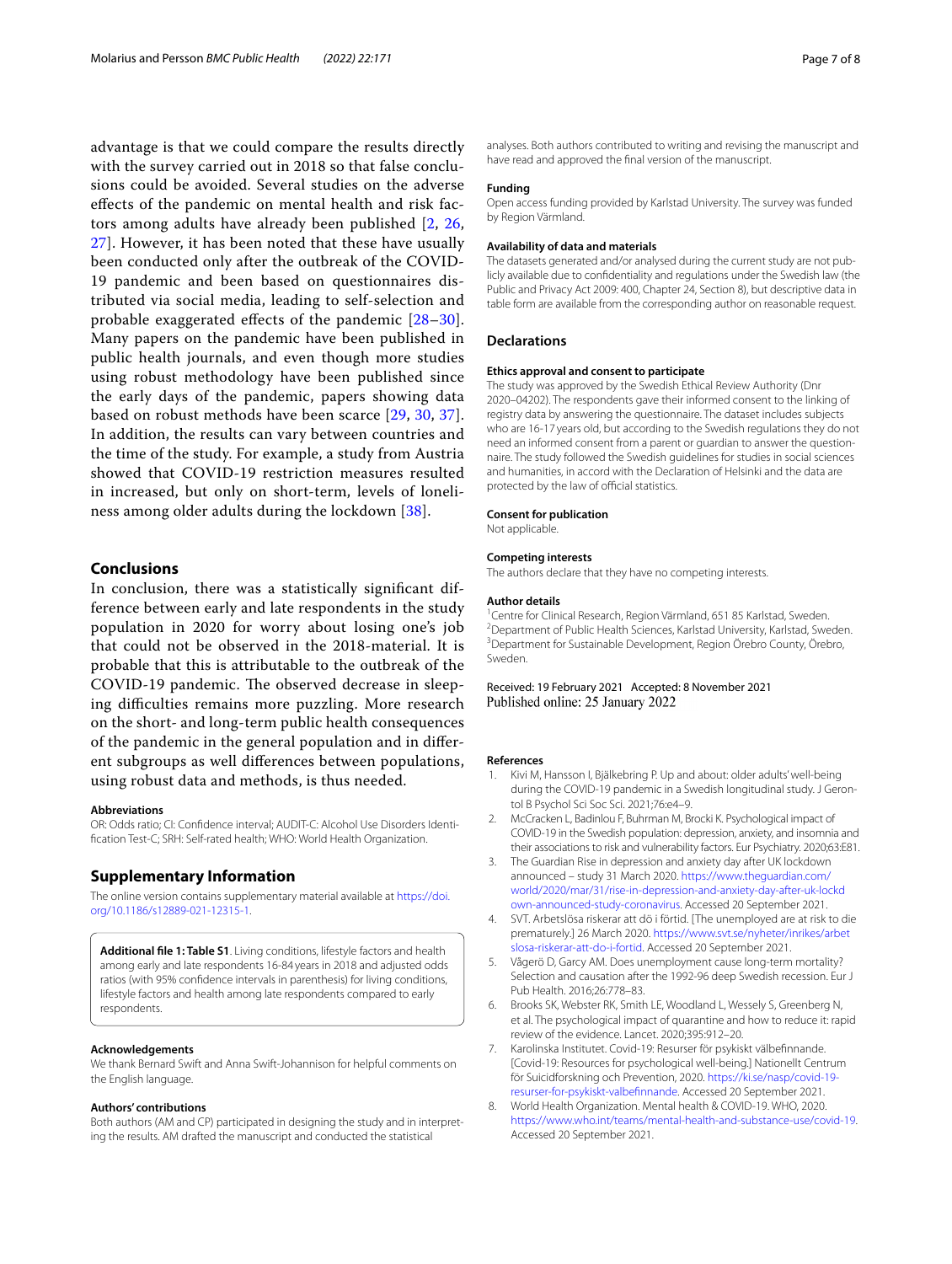advantage is that we could compare the results directly with the survey carried out in 2018 so that false conclusions could be avoided. Several studies on the adverse effects of the pandemic on mental health and risk factors among adults have already been published [2, 26, 27]. However, it has been noted that these have usually been conducted only after the outbreak of the COVID-19 pandemic and been based on questionnaires distributed via social media, leading to self-selection and probable exaggerated effects of the pandemic [28–30]. Many papers on the pandemic have been published in public health journals, and even though more studies using robust methodology have been published since the early days of the pandemic, papers showing data based on robust methods have been scarce [29, 30, 37]. In addition, the results can vary between countries and the time of the study. For example, a study from Austria showed that COVID-19 restriction measures resulted in increased, but only on short-term, levels of loneliness among older adults during the lockdown [38].

## Conclusions

In conclusion, there was a statistically significant difference between early and late respondents in the study population in 2020 for worry about losing one's job that could not be observed in the 2018-material. It is probable that this is attributable to the outbreak of the COVID-19 pandemic. The observed decrease in sleeping difficulties remains more puzzling. More research on the short- and long-term public health consequences of the pandemic in the general population and in different subgroups as well differences between populations, using robust data and methods, is thus needed.

#### Abbreviations

OR: Odds ratio; CI: Confidence interval; AUDIT-C: Alcohol Use Disorders Identification Test-C; SRH: Self-rated health; WHO: World Health Organization.

## Supplementary Information

The online version contains supplementary material available at https://doi.org/10.1186/s12889-021-12315-1.

**Additional file 1: Table S1**. Living conditions, lifestyle factors and health among early and late respondents 16-84 years in 2018 and adjusted odds ratios (with 95% confidence intervals in parenthesis) for living conditions, lifestyle factors and health among late respondents compared to early respondents.

#### Acknowledgements

We thank Bernard Swift and Anna Swift-Johannison for helpful comments on the English language.

#### Authors' contributions

Both authors (AM and CP) participated in designing the study and in interpreting the results. AM drafted the manuscript and conducted the statistical analyses. Both authors contributed to writing and revising the manuscript and have read and approved the final version of the manuscript.

#### Funding

Open access funding provided by Karlstad University. The survey was funded by Region Värmland.

#### Availability of data and materials

The datasets generated and/or analysed during the current study are not publicly available due to confidentiality and regulations under the Swedish law (the Public and Privacy Act 2009: 400, Chapter 24, Section 8), but descriptive data in table form are available from the corresponding author on reasonable request.

## Declarations

#### Ethics approval and consent to participate

The study was approved by the Swedish Ethical Review Authority (Dnr 2020–04202). The respondents gave their informed consent to the linking of registry data by answering the questionnaire. The dataset includes subjects who are 16-17 years old, but according to the Swedish regulations they do not need an informed consent from a parent or guardian to answer the questionnaire. The study followed the Swedish guidelines for studies in social sciences and humanities, in accord with the Declaration of Helsinki and the data are protected by the law of official statistics.

#### Consent for publication

Not applicable.

#### Competing interests

The authors declare that they have no competing interests.

#### Author details

[1] Centre for Clinical Research, Region Värmland, 651 85 Karlstad, Sweden.
[2] Department of Public Health Sciences, Karlstad University, Karlstad, Sweden.
[3] Department for Sustainable Development, Region Örebro County, Örebro, Sweden.

Received: 19 February 2021 Accepted: 8 November 2021
Published online: 25 January 2022

#### References

1. Kivi M, Hansson I, Bjälkebring P. Up and about: older adults' well-being during the COVID-19 pandemic in a Swedish longitudinal study. J Gerontol B Psychol Sci Soc Sci. 2021;76:e4–9.
2. McCracken L, Badinlou F, Buhrman M, Brocki K. Psychological impact of COVID-19 in the Swedish population: depression, anxiety, and insomnia and their associations to risk and vulnerability factors. Eur Psychiatry. 2020;63:E81.
3. The Guardian Rise in depression and anxiety day after UK lockdown announced – study 31 March 2020. https://www.theguardian.com/world/2020/mar/31/rise-in-depression-and-anxiety-day-after-uk-lockdown-announced-study-coronavirus. Accessed 20 September 2021.
4. SVT. Arbetslösa riskerar att dö i förtid. [The unemployed are at risk to die prematurely.] 26 March 2020. https://www.svt.se/nyheter/inrikes/arbetslosa-riskerar-att-do-i-fortid. Accessed 20 September 2021.
5. Vågerö D, Garcy AM. Does unemployment cause long-term mortality? Selection and causation after the 1992-96 deep Swedish recession. Eur J Pub Health. 2016;26:778–83.
6. Brooks SK, Webster RK, Smith LE, Woodland L, Wessely S, Greenberg N, et al. The psychological impact of quarantine and how to reduce it: rapid review of the evidence. Lancet. 2020;395:912–20.
7. Karolinska Institutet. Covid-19: Resurser för psykiskt välbefinnande. [Covid-19: Resources for psychological well-being.] Nationellt Centrum för Suicidforskning och Prevention, 2020. https://ki.se/nasp/covid-19-resurser-for-psykiskt-valbefinnande. Accessed 20 September 2021.
8. World Health Organization. Mental health & COVID-19. WHO, 2020. https://www.who.int/teams/mental-health-and-substance-use/covid-19. Accessed 20 September 2021.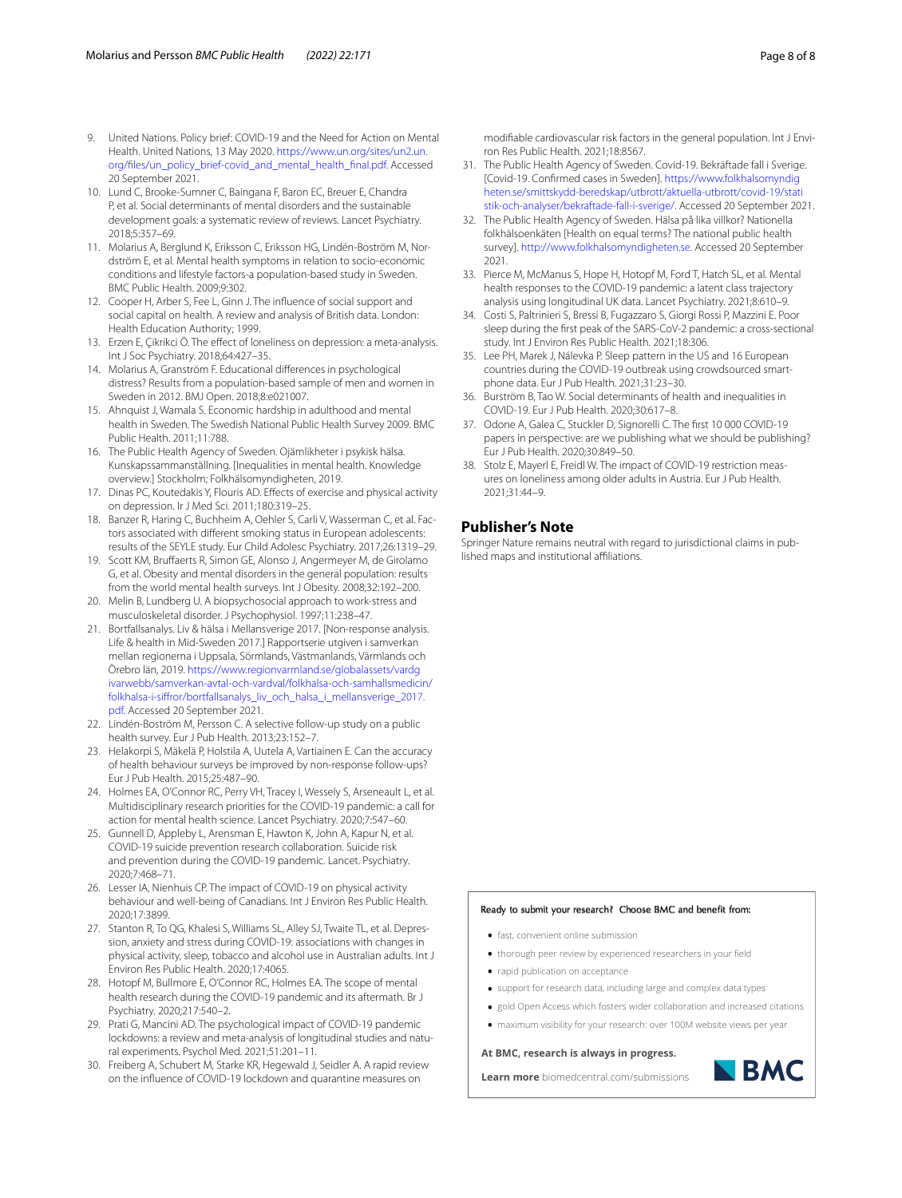9. United Nations. Policy brief: COVID-19 and the Need for Action on Mental Health. United Nations, 13 May 2020. https://www.un.org/sites/un2.un.org/files/un_policy_brief-covid_and_mental_health_final.pdf. Accessed 20 September 2021.
10. Lund C, Brooke-Sumner C, Baingana F, Baron EC, Breuer E, Chandra P, et al. Social determinants of mental disorders and the sustainable development goals: a systematic review of reviews. Lancet Psychiatry. 2018;5:357–69.
11. Molarius A, Berglund K, Eriksson C, Eriksson HG, Lindén-Boström M, Nordström E, et al. Mental health symptoms in relation to socio-economic conditions and lifestyle factors-a population-based study in Sweden. BMC Public Health. 2009;9:302.
12. Cooper H, Arber S, Fee L, Ginn J. The influence of social support and social capital on health. A review and analysis of British data. London: Health Education Authority; 1999.
13. Erzen E, Çikrikci Ö. The effect of loneliness on depression: a meta-analysis. Int J Soc Psychiatry. 2018;64:427–35.
14. Molarius A, Granström F. Educational differences in psychological distress? Results from a population-based sample of men and women in Sweden in 2012. BMJ Open. 2018;8:e021007.
15. Ahnquist J, Wamala S. Economic hardship in adulthood and mental health in Sweden. The Swedish National Public Health Survey 2009. BMC Public Health. 2011;11:788.
16. The Public Health Agency of Sweden. Ojämlikheter i psykisk hälsa. Kunskapssammanställning. [Inequalities in mental health. Knowledge overview.] Stockholm; Folkhälsomyndigheten, 2019.
17. Dinas PC, Koutedakis Y, Flouris AD. Effects of exercise and physical activity on depression. Ir J Med Sci. 2011;180:319–25.
18. Banzer R, Haring C, Buchheim A, Oehler S, Carli V, Wasserman C, et al. Factors associated with different smoking status in European adolescents: results of the SEYLE study. Eur Child Adolesc Psychiatry. 2017;26:1319–29.
19. Scott KM, Bruffaerts R, Simon GE, Alonso J, Angermeyer M, de Girolamo G, et al. Obesity and mental disorders in the general population: results from the world mental health surveys. Int J Obesity. 2008;32:192–200.
20. Melin B, Lundberg U. A biopsychosocial approach to work-stress and musculoskeletal disorder. J Psychophysiol. 1997;11:238–47.
21. Bortfallsanalys. Liv & hälsa i Mellansverige 2017. [Non-response analysis. Life & health in Mid-Sweden 2017.] Rapportserie utgiven i samverkan mellan regionerna i Uppsala, Sörmlands, Västmanlands, Värmlands och Örebro län, 2019. https://www.regionvarmland.se/globalassets/vardgivarwebb/samverkan-avtal-och-vardval/folkhalsa-och-samhallsmedicin/folkhalsa-i-siffror/bortfallsanalys_liv_och_halsa_i_mellansverige_2017.pdf. Accessed 20 September 2021.
22. Lindén-Boström M, Persson C. A selective follow-up study on a public health survey. Eur J Pub Health. 2013;23:152–7.
23. Helakorpi S, Mäkelä P, Holstila A, Uutela A, Vartiainen E. Can the accuracy of health behaviour surveys be improved by non-response follow-ups? Eur J Pub Health. 2015;25:487–90.
24. Holmes EA, O'Connor RC, Perry VH, Tracey I, Wessely S, Arseneault L, et al. Multidisciplinary research priorities for the COVID-19 pandemic: a call for action for mental health science. Lancet Psychiatry. 2020;7:547–60.
25. Gunnell D, Appleby L, Arensman E, Hawton K, John A, Kapur N, et al. COVID-19 suicide prevention research collaboration. Suicide risk and prevention during the COVID-19 pandemic. Lancet. Psychiatry. 2020;7:468–71.
26. Lesser IA, Nienhuis CP. The impact of COVID-19 on physical activity behaviour and well-being of Canadians. Int J Environ Res Public Health. 2020;17:3899.
27. Stanton R, To QG, Khalesi S, Williams SL, Alley SJ, Twaite TL, et al. Depression, anxiety and stress during COVID-19: associations with changes in physical activity, sleep, tobacco and alcohol use in Australian adults. Int J Environ Res Public Health. 2020;17:4065.
28. Hotopf M, Bullmore E, O'Connor RC, Holmes EA. The scope of mental health research during the COVID-19 pandemic and its aftermath. Br J Psychiatry. 2020;217:540–2.
29. Prati G, Mancini AD. The psychological impact of COVID-19 pandemic lockdowns: a review and meta-analysis of longitudinal studies and natural experiments. Psychol Med. 2021;51:201–11.
30. Freiberg A, Schubert M, Starke KR, Hegewald J, Seidler A. A rapid review on the influence of COVID-19 lockdown and quarantine measures on modifiable cardiovascular risk factors in the general population. Int J Environ Res Public Health. 2021;18:8567.
31. The Public Health Agency of Sweden. Covid-19. Bekräftade fall i Sverige. [Covid-19. Confirmed cases in Sweden]. https://www.folkhalsomyndigheten.se/smittskydd-beredskap/utbrott/aktuella-utbrott/covid-19/statistik-och-analyser/bekraftade-fall-i-sverige/. Accessed 20 September 2021.
32. The Public Health Agency of Sweden. Hälsa på lika villkor? Nationella folkhälsoenkäten [Health on equal terms? The national public health survey]. http://www.folkhalsomyndigheten.se. Accessed 20 September 2021.
33. Pierce M, McManus S, Hope H, Hotopf M, Ford T, Hatch SL, et al. Mental health responses to the COVID-19 pandemic: a latent class trajectory analysis using longitudinal UK data. Lancet Psychiatry. 2021;8:610–9.
34. Costi S, Paltrinieri S, Bressi B, Fugazzaro S, Giorgi Rossi P, Mazzini E. Poor sleep during the first peak of the SARS-CoV-2 pandemic: a cross-sectional study. Int J Environ Res Public Health. 2021;18:306.
35. Lee PH, Marek J, Nálevka P. Sleep pattern in the US and 16 European countries during the COVID-19 outbreak using crowdsourced smartphone data. Eur J Pub Health. 2021;31:23–30.
36. Burström B, Tao W. Social determinants of health and inequalities in COVID-19. Eur J Pub Health. 2020;30:617–8.
37. Odone A, Galea C, Stuckler D, Signorelli C. The first 10 000 COVID-19 papers in perspective: are we publishing what we should be publishing? Eur J Pub Health. 2020;30:849–50.
38. Stolz E, Mayerl E, Freidl W. The impact of COVID-19 restriction measures on loneliness among older adults in Austria. Eur J Pub Health. 2021;31:44–9.

## Publisher's Note

Springer Nature remains neutral with regard to jurisdictional claims in published maps and institutional affiliations.

Ready to submit your research? Choose BMC and benefit from:

- fast, convenient online submission
- thorough peer review by experienced researchers in your field
- rapid publication on acceptance
- support for research data, including large and complex data types
- gold Open Access which fosters wider collaboration and increased citations
- maximum visibility for your research: over 100M website views per year

**At BMC, research is always in progress.**

**Learn more** biomedcentral.com/submissions

BMC